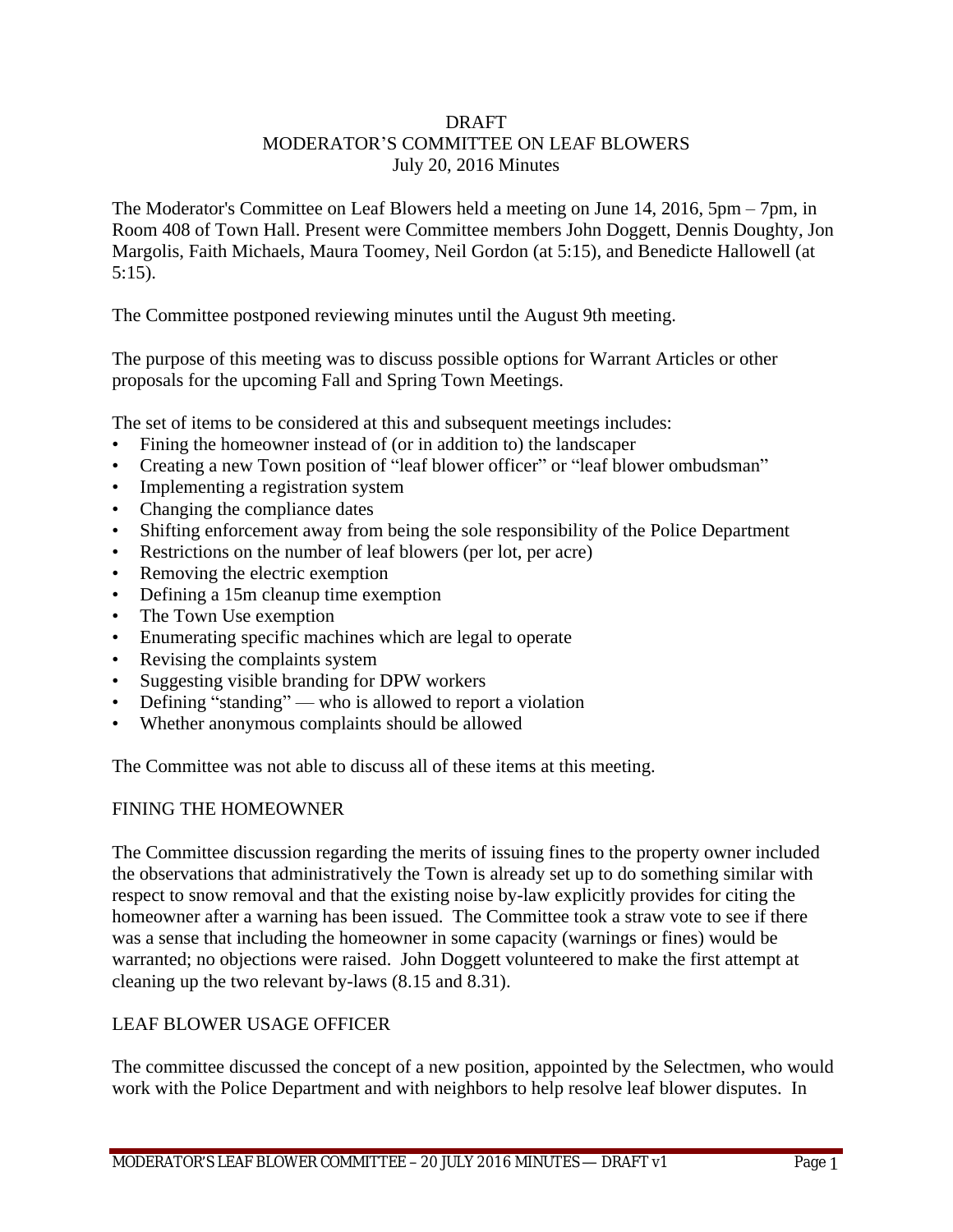DRAFT
MODERATOR'S COMMITTEE ON LEAF BLOWERS
July 20, 2016 Minutes

The Moderator's Committee on Leaf Blowers held a meeting on June 14, 2016, 5pm – 7pm, in Room 408 of Town Hall. Present were Committee members John Doggett, Dennis Doughty, Jon Margolis, Faith Michaels, Maura Toomey, Neil Gordon (at 5:15), and Benedicte Hallowell (at 5:15).

The Committee postponed reviewing minutes until the August 9th meeting.

The purpose of this meeting was to discuss possible options for Warrant Articles or other proposals for the upcoming Fall and Spring Town Meetings.

The set of items to be considered at this and subsequent meetings includes:

- Fining the homeowner instead of (or in addition to) the landscaper
- Creating a new Town position of "leaf blower officer" or "leaf blower ombudsman"
- Implementing a registration system
- Changing the compliance dates
- Shifting enforcement away from being the sole responsibility of the Police Department
- Restrictions on the number of leaf blowers (per lot, per acre)
- Removing the electric exemption
- Defining a 15m cleanup time exemption
- The Town Use exemption
- Enumerating specific machines which are legal to operate
- Revising the complaints system
- Suggesting visible branding for DPW workers
- Defining "standing" — who is allowed to report a violation
- Whether anonymous complaints should be allowed

The Committee was not able to discuss all of these items at this meeting.

## FINING THE HOMEOWNER

The Committee discussion regarding the merits of issuing fines to the property owner included the observations that administratively the Town is already set up to do something similar with respect to snow removal and that the existing noise by-law explicitly provides for citing the homeowner after a warning has been issued. The Committee took a straw vote to see if there was a sense that including the homeowner in some capacity (warnings or fines) would be warranted; no objections were raised. John Doggett volunteered to make the first attempt at cleaning up the two relevant by-laws (8.15 and 8.31).

## LEAF BLOWER USAGE OFFICER

The committee discussed the concept of a new position, appointed by the Selectmen, who would work with the Police Department and with neighbors to help resolve leaf blower disputes. In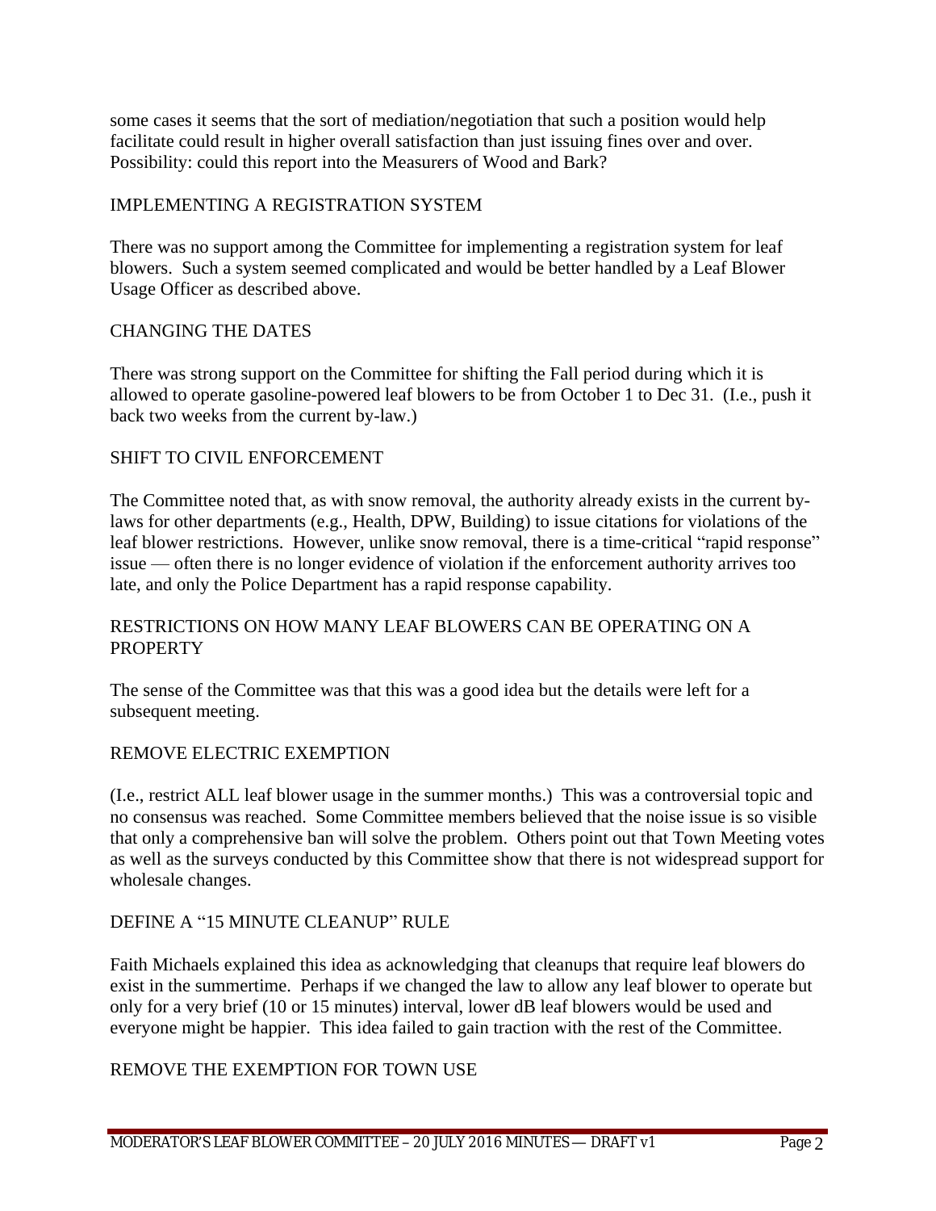some cases it seems that the sort of mediation/negotiation that such a position would help facilitate could result in higher overall satisfaction than just issuing fines over and over. Possibility: could this report into the Measurers of Wood and Bark?

## IMPLEMENTING A REGISTRATION SYSTEM

There was no support among the Committee for implementing a registration system for leaf blowers. Such a system seemed complicated and would be better handled by a Leaf Blower Usage Officer as described above.

## CHANGING THE DATES

There was strong support on the Committee for shifting the Fall period during which it is allowed to operate gasoline-powered leaf blowers to be from October 1 to Dec 31. (I.e., push it back two weeks from the current by-law.)

## SHIFT TO CIVIL ENFORCEMENT

The Committee noted that, as with snow removal, the authority already exists in the current by-laws for other departments (e.g., Health, DPW, Building) to issue citations for violations of the leaf blower restrictions. However, unlike snow removal, there is a time-critical "rapid response" issue — often there is no longer evidence of violation if the enforcement authority arrives too late, and only the Police Department has a rapid response capability.

## RESTRICTIONS ON HOW MANY LEAF BLOWERS CAN BE OPERATING ON A PROPERTY

The sense of the Committee was that this was a good idea but the details were left for a subsequent meeting.

## REMOVE ELECTRIC EXEMPTION

(I.e., restrict ALL leaf blower usage in the summer months.) This was a controversial topic and no consensus was reached. Some Committee members believed that the noise issue is so visible that only a comprehensive ban will solve the problem. Others point out that Town Meeting votes as well as the surveys conducted by this Committee show that there is not widespread support for wholesale changes.

## DEFINE A "15 MINUTE CLEANUP" RULE

Faith Michaels explained this idea as acknowledging that cleanups that require leaf blowers do exist in the summertime. Perhaps if we changed the law to allow any leaf blower to operate but only for a very brief (10 or 15 minutes) interval, lower dB leaf blowers would be used and everyone might be happier. This idea failed to gain traction with the rest of the Committee.

## REMOVE THE EXEMPTION FOR TOWN USE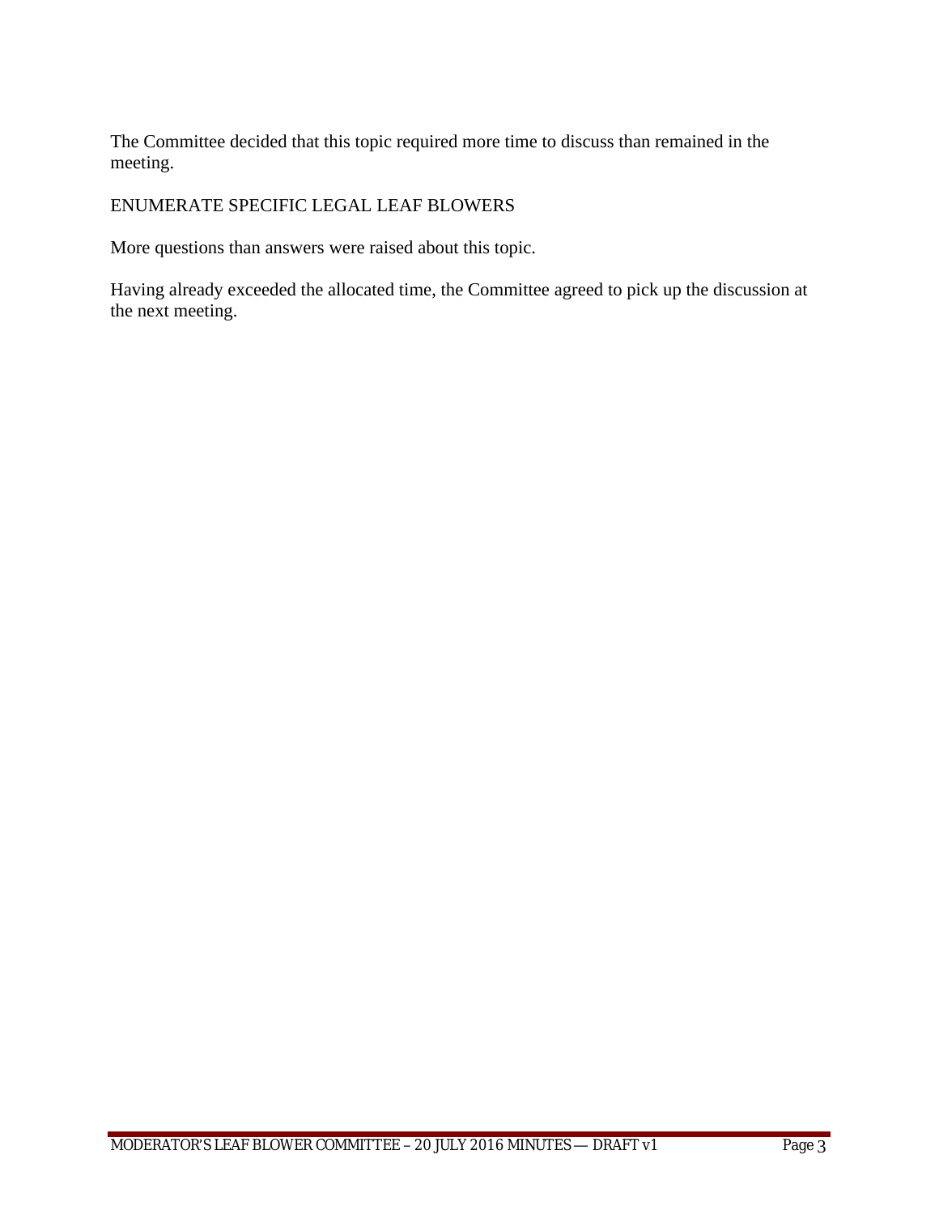The Committee decided that this topic required more time to discuss than remained in the meeting.

## ENUMERATE SPECIFIC LEGAL LEAF BLOWERS

More questions than answers were raised about this topic.

Having already exceeded the allocated time, the Committee agreed to pick up the discussion at the next meeting.